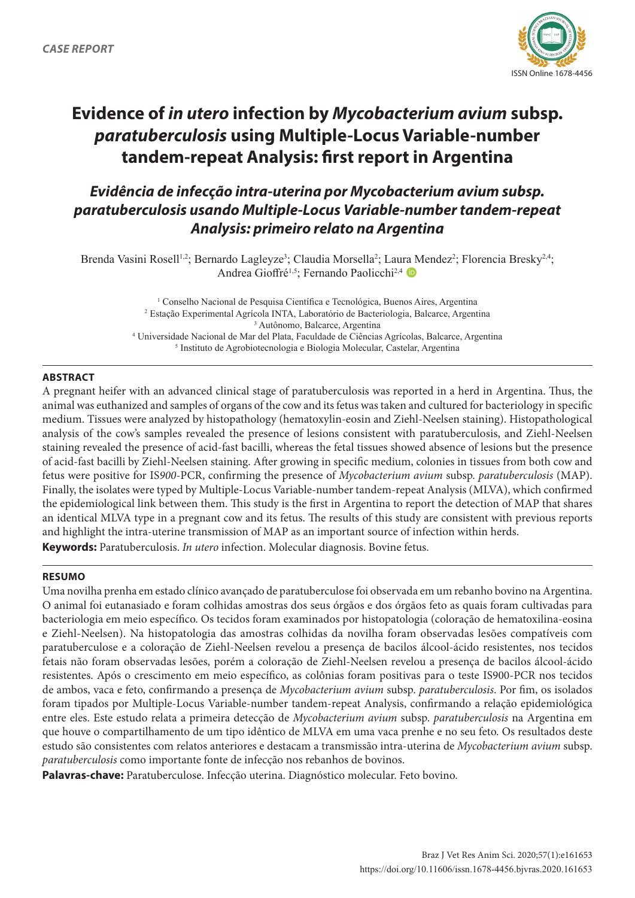*CASE REPORT*

ISSN Online 1678-4456

# Evidence of *in utero* infection by *Mycobacterium avium* subsp. *paratuberculosis* using Multiple-Locus Variable-number tandem-repeat Analysis: first report in Argentina

## *Evidência de infecção intra-uterina por Mycobacterium avium subsp. paratuberculosis usando Multiple-Locus Variable-number tandem-repeat Analysis: primeiro relato na Argentina*

Brenda Vasini Rosell[1,2]; Bernardo Lagleyze[3]; Claudia Morsella[2]; Laura Mendez[2]; Florencia Bresky[2,4]; Andrea Gioffré[1,5]; Fernando Paolicchi[2,4]

[1] Conselho Nacional de Pesquisa Científica e Tecnológica, Buenos Aires, Argentina
[2] Estação Experimental Agrícola INTA, Laboratório de Bacteriologia, Balcarce, Argentina
[3] Autônomo, Balcarce, Argentina
[4] Universidade Nacional de Mar del Plata, Faculdade de Ciências Agrícolas, Balcarce, Argentina
[5] Instituto de Agrobiotecnologia e Biologia Molecular, Castelar, Argentina

### ABSTRACT

A pregnant heifer with an advanced clinical stage of paratuberculosis was reported in a herd in Argentina. Thus, the animal was euthanized and samples of organs of the cow and its fetus was taken and cultured for bacteriology in specific medium. Tissues were analyzed by histopathology (hematoxylin-eosin and Ziehl-Neelsen staining). Histopathological analysis of the cow's samples revealed the presence of lesions consistent with paratuberculosis, and Ziehl-Neelsen staining revealed the presence of acid-fast bacilli, whereas the fetal tissues showed absence of lesions but the presence of acid-fast bacilli by Ziehl-Neelsen staining. After growing in specific medium, colonies in tissues from both cow and fetus were positive for IS*900*-PCR, confirming the presence of *Mycobacterium avium* subsp. *paratuberculosis* (MAP). Finally, the isolates were typed by Multiple-Locus Variable-number tandem-repeat Analysis (MLVA), which confirmed the epidemiological link between them. This study is the first in Argentina to report the detection of MAP that shares an identical MLVA type in a pregnant cow and its fetus. The results of this study are consistent with previous reports and highlight the intra-uterine transmission of MAP as an important source of infection within herds.

**Keywords:** Paratuberculosis. *In utero* infection. Molecular diagnosis. Bovine fetus.

### RESUMO

Uma novilha prenha em estado clínico avançado de paratuberculose foi observada em um rebanho bovino na Argentina. O animal foi eutanasiado e foram colhidas amostras dos seus órgãos e dos órgãos feto as quais foram cultivadas para bacteriologia em meio específico. Os tecidos foram examinados por histopatologia (coloração de hematoxilina-eosina e Ziehl-Neelsen). Na histopatologia das amostras colhidas da novilha foram observadas lesões compatíveis com paratuberculose e a coloração de Ziehl-Neelsen revelou a presença de bacilos álcool-ácido resistentes, nos tecidos fetais não foram observadas lesões, porém a coloração de Ziehl-Neelsen revelou a presença de bacilos álcool-ácido resistentes. Após o crescimento em meio específico, as colônias foram positivas para o teste IS900-PCR nos tecidos de ambos, vaca e feto, confirmando a presença de *Mycobacterium avium* subsp. *paratuberculosis*. Por fim, os isolados foram tipados por Multiple-Locus Variable-number tandem-repeat Analysis, confirmando a relação epidemiológica entre eles. Este estudo relata a primeira detecção de *Mycobacterium avium* subsp. *paratuberculosis* na Argentina em que houve o compartilhamento de um tipo idêntico de MLVA em uma vaca prenhe e no seu feto. Os resultados deste estudo são consistentes com relatos anteriores e destacam a transmissão intra-uterina de *Mycobacterium avium* subsp. *paratuberculosis* como importante fonte de infecção nos rebanhos de bovinos.

**Palavras-chave:** Paratuberculose. Infecção uterina. Diagnóstico molecular. Feto bovino.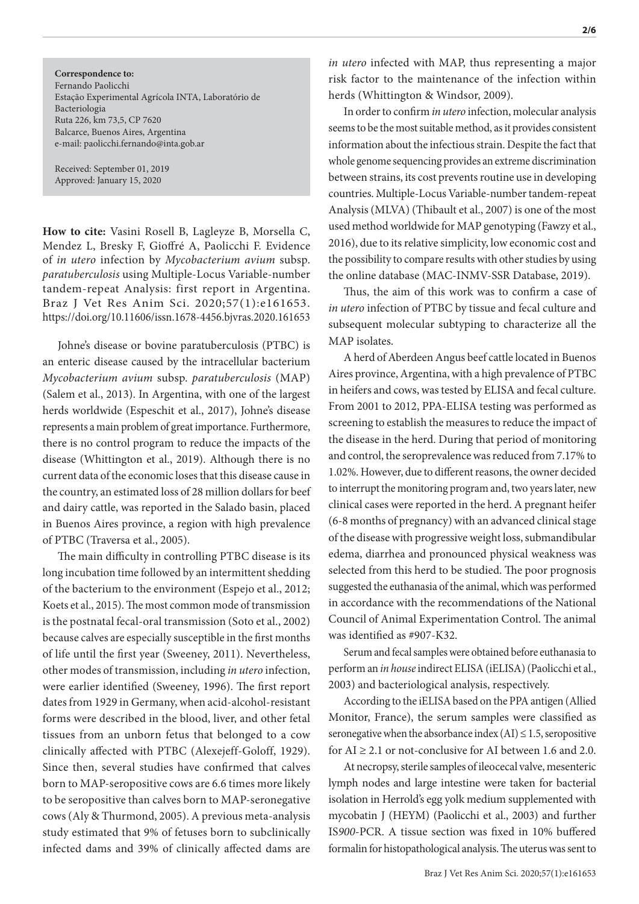**Correspondence to:**
Fernando Paolicchi
Estação Experimental Agrícola INTA, Laboratório de Bacteriologia
Ruta 226, km 73,5, CP 7620
Balcarce, Buenos Aires, Argentina
e-mail: paolicchi.fernando@inta.gob.ar

Received: September 01, 2019
Approved: January 15, 2020

**How to cite:** Vasini Rosell B, Lagleyze B, Morsella C, Mendez L, Bresky F, Gioffré A, Paolicchi F. Evidence of *in utero* infection by *Mycobacterium avium* subsp. *paratuberculosis* using Multiple-Locus Variable-number tandem-repeat Analysis: first report in Argentina. Braz J Vet Res Anim Sci. 2020;57(1):e161653. https://doi.org/10.11606/issn.1678-4456.bjvras.2020.161653

Johne's disease or bovine paratuberculosis (PTBC) is an enteric disease caused by the intracellular bacterium *Mycobacterium avium* subsp. *paratuberculosis* (MAP) (Salem et al., 2013). In Argentina, with one of the largest herds worldwide (Espeschit et al., 2017), Johne's disease represents a main problem of great importance. Furthermore, there is no control program to reduce the impacts of the disease (Whittington et al., 2019). Although there is no current data of the economic loses that this disease cause in the country, an estimated loss of 28 million dollars for beef and dairy cattle, was reported in the Salado basin, placed in Buenos Aires province, a region with high prevalence of PTBC (Traversa et al., 2005).

The main difficulty in controlling PTBC disease is its long incubation time followed by an intermittent shedding of the bacterium to the environment (Espejo et al., 2012; Koets et al., 2015). The most common mode of transmission is the postnatal fecal-oral transmission (Soto et al., 2002) because calves are especially susceptible in the first months of life until the first year (Sweeney, 2011). Nevertheless, other modes of transmission, including *in utero* infection, were earlier identified (Sweeney, 1996). The first report dates from 1929 in Germany, when acid-alcohol-resistant forms were described in the blood, liver, and other fetal tissues from an unborn fetus that belonged to a cow clinically affected with PTBC (Alexejeff-Goloff, 1929). Since then, several studies have confirmed that calves born to MAP-seropositive cows are 6.6 times more likely to be seropositive than calves born to MAP-seronegative cows (Aly & Thurmond, 2005). A previous meta-analysis study estimated that 9% of fetuses born to subclinically infected dams and 39% of clinically affected dams are *in utero* infected with MAP, thus representing a major risk factor to the maintenance of the infection within herds (Whittington & Windsor, 2009).

In order to confirm *in utero* infection, molecular analysis seems to be the most suitable method, as it provides consistent information about the infectious strain. Despite the fact that whole genome sequencing provides an extreme discrimination between strains, its cost prevents routine use in developing countries. Multiple-Locus Variable-number tandem-repeat Analysis (MLVA) (Thibault et al., 2007) is one of the most used method worldwide for MAP genotyping (Fawzy et al., 2016), due to its relative simplicity, low economic cost and the possibility to compare results with other studies by using the online database (MAC-INMV-SSR Database, 2019).

Thus, the aim of this work was to confirm a case of *in utero* infection of PTBC by tissue and fecal culture and subsequent molecular subtyping to characterize all the MAP isolates.

A herd of Aberdeen Angus beef cattle located in Buenos Aires province, Argentina, with a high prevalence of PTBC in heifers and cows, was tested by ELISA and fecal culture. From 2001 to 2012, PPA-ELISA testing was performed as screening to establish the measures to reduce the impact of the disease in the herd. During that period of monitoring and control, the seroprevalence was reduced from 7.17% to 1.02%. However, due to different reasons, the owner decided to interrupt the monitoring program and, two years later, new clinical cases were reported in the herd. A pregnant heifer (6-8 months of pregnancy) with an advanced clinical stage of the disease with progressive weight loss, submandibular edema, diarrhea and pronounced physical weakness was selected from this herd to be studied. The poor prognosis suggested the euthanasia of the animal, which was performed in accordance with the recommendations of the National Council of Animal Experimentation Control. The animal was identified as #907-K32.

Serum and fecal samples were obtained before euthanasia to perform an *in house* indirect ELISA (iELISA) (Paolicchi et al., 2003) and bacteriological analysis, respectively.

According to the iELISA based on the PPA antigen (Allied Monitor, France), the serum samples were classified as seronegative when the absorbance index (AI) $\leq 1.5$, seropositive for AI $\geq 2.1$ or not-conclusive for AI between 1.6 and 2.0.

At necropsy, sterile samples of ileocecal valve, mesenteric lymph nodes and large intestine were taken for bacterial isolation in Herrold's egg yolk medium supplemented with mycobatin J (HEYM) (Paolicchi et al., 2003) and further IS*900*-PCR. A tissue section was fixed in 10% buffered formalin for histopathological analysis. The uterus was sent to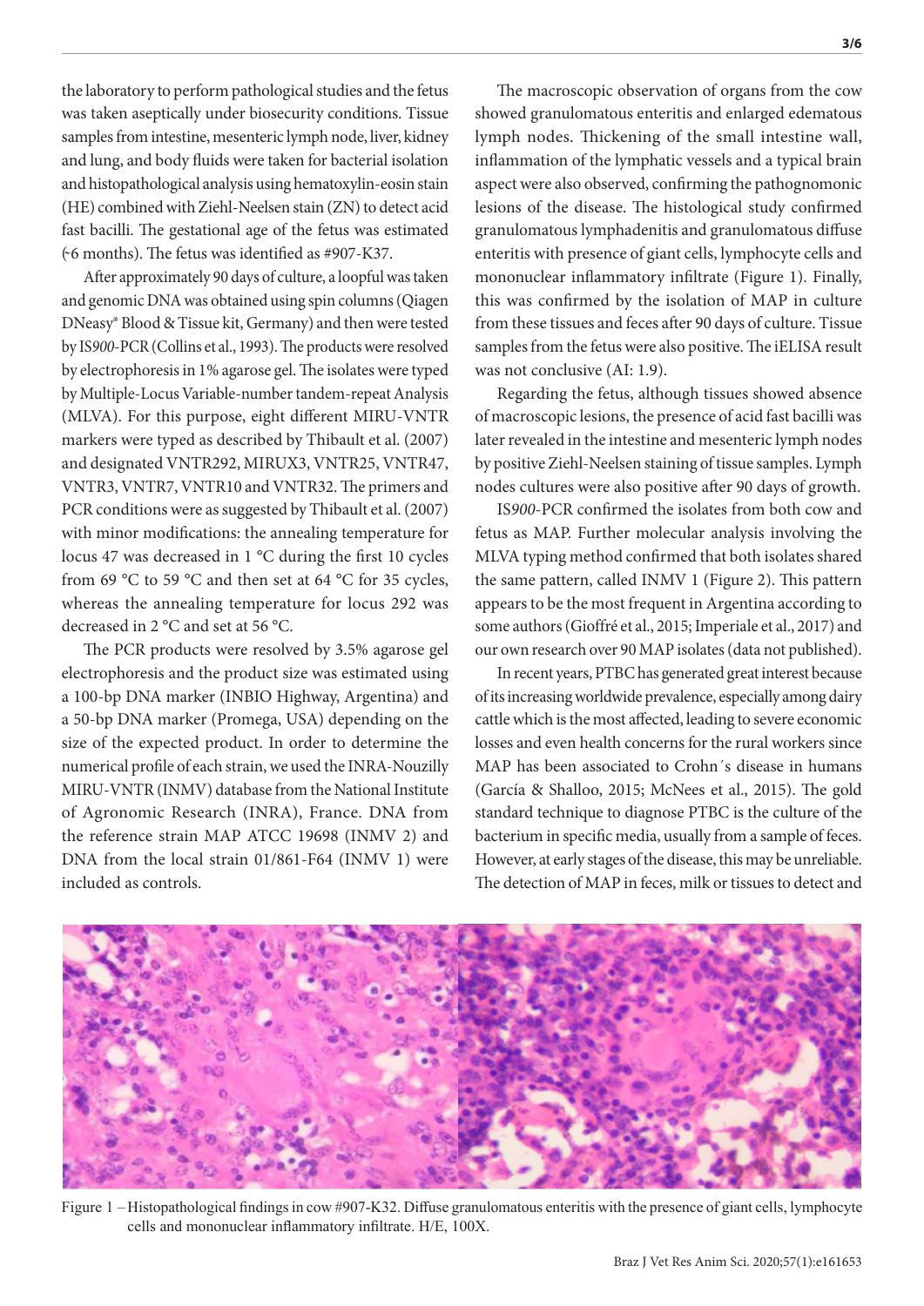the laboratory to perform pathological studies and the fetus was taken aseptically under biosecurity conditions. Tissue samples from intestine, mesenteric lymph node, liver, kidney and lung, and body fluids were taken for bacterial isolation and histopathological analysis using hematoxylin-eosin stain (HE) combined with Ziehl-Neelsen stain (ZN) to detect acid fast bacilli. The gestational age of the fetus was estimated (~6 months). The fetus was identified as #907-K37.

After approximately 90 days of culture, a loopful was taken and genomic DNA was obtained using spin columns (Qiagen DNeasy® Blood & Tissue kit, Germany) and then were tested by IS*900*-PCR (Collins et al., 1993). The products were resolved by electrophoresis in 1% agarose gel. The isolates were typed by Multiple-Locus Variable-number tandem-repeat Analysis (MLVA). For this purpose, eight different MIRU-VNTR markers were typed as described by Thibault et al. (2007) and designated VNTR292, MIRUX3, VNTR25, VNTR47, VNTR3, VNTR7, VNTR10 and VNTR32. The primers and PCR conditions were as suggested by Thibault et al. (2007) with minor modifications: the annealing temperature for locus 47 was decreased in 1 °C during the first 10 cycles from 69 °C to 59 °C and then set at 64 °C for 35 cycles, whereas the annealing temperature for locus 292 was decreased in 2 °C and set at 56 °C.

The PCR products were resolved by 3.5% agarose gel electrophoresis and the product size was estimated using a 100-bp DNA marker (INBIO Highway, Argentina) and a 50-bp DNA marker (Promega, USA) depending on the size of the expected product. In order to determine the numerical profile of each strain, we used the INRA-Nouzilly MIRU-VNTR (INMV) database from the National Institute of Agronomic Research (INRA), France. DNA from the reference strain MAP ATCC 19698 (INMV 2) and DNA from the local strain 01/861-F64 (INMV 1) were included as controls.

The macroscopic observation of organs from the cow showed granulomatous enteritis and enlarged edematous lymph nodes. Thickening of the small intestine wall, inflammation of the lymphatic vessels and a typical brain aspect were also observed, confirming the pathognomonic lesions of the disease. The histological study confirmed granulomatous lymphadenitis and granulomatous diffuse enteritis with presence of giant cells, lymphocyte cells and mononuclear inflammatory infiltrate (Figure 1). Finally, this was confirmed by the isolation of MAP in culture from these tissues and feces after 90 days of culture. Tissue samples from the fetus were also positive. The iELISA result was not conclusive (AI: 1.9).

Regarding the fetus, although tissues showed absence of macroscopic lesions, the presence of acid fast bacilli was later revealed in the intestine and mesenteric lymph nodes by positive Ziehl-Neelsen staining of tissue samples. Lymph nodes cultures were also positive after 90 days of growth.

IS*900*-PCR confirmed the isolates from both cow and fetus as MAP. Further molecular analysis involving the MLVA typing method confirmed that both isolates shared the same pattern, called INMV 1 (Figure 2). This pattern appears to be the most frequent in Argentina according to some authors (Gioffré et al., 2015; Imperiale et al., 2017) and our own research over 90 MAP isolates (data not published).

In recent years, PTBC has generated great interest because of its increasing worldwide prevalence, especially among dairy cattle which is the most affected, leading to severe economic losses and even health concerns for the rural workers since MAP has been associated to Crohn´s disease in humans (García & Shalloo, 2015; McNees et al., 2015). The gold standard technique to diagnose PTBC is the culture of the bacterium in specific media, usually from a sample of feces. However, at early stages of the disease, this may be unreliable. The detection of MAP in feces, milk or tissues to detect and

Figure 1 – Histopathological findings in cow #907-K32. Diffuse granulomatous enteritis with the presence of giant cells, lymphocyte cells and mononuclear inflammatory infiltrate. H/E, 100X.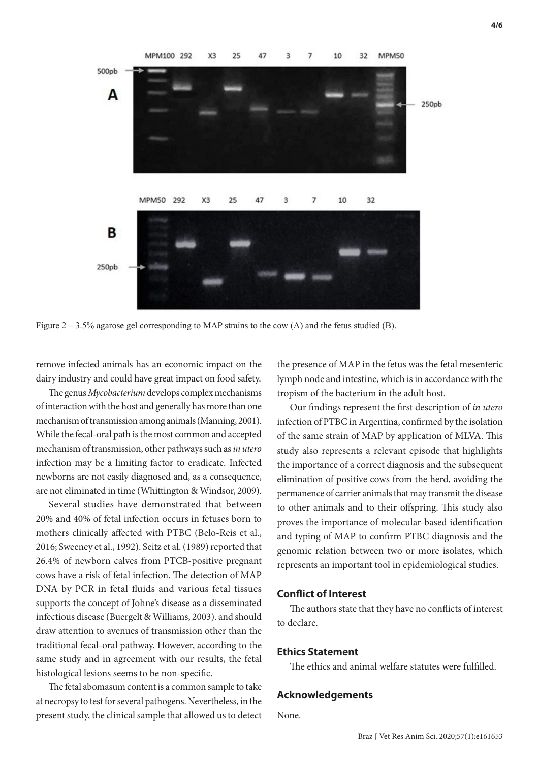Figure 2 – 3.5% agarose gel corresponding to MAP strains to the cow (A) and the fetus studied (B).

remove infected animals has an economic impact on the dairy industry and could have great impact on food safety.

The genus *Mycobacterium* develops complex mechanisms of interaction with the host and generally has more than one mechanism of transmission among animals (Manning, 2001). While the fecal-oral path is the most common and accepted mechanism of transmission, other pathways such as *in utero* infection may be a limiting factor to eradicate. Infected newborns are not easily diagnosed and, as a consequence, are not eliminated in time (Whittington & Windsor, 2009).

Several studies have demonstrated that between 20% and 40% of fetal infection occurs in fetuses born to mothers clinically affected with PTBC (Belo-Reis et al., 2016; Sweeney et al., 1992). Seitz et al. (1989) reported that 26.4% of newborn calves from PTCB-positive pregnant cows have a risk of fetal infection. The detection of MAP DNA by PCR in fetal fluids and various fetal tissues supports the concept of Johne's disease as a disseminated infectious disease (Buergelt & Williams, 2003). and should draw attention to avenues of transmission other than the traditional fecal-oral pathway. However, according to the same study and in agreement with our results, the fetal histological lesions seems to be non-specific.

The fetal abomasum content is a common sample to take at necropsy to test for several pathogens. Nevertheless, in the present study, the clinical sample that allowed us to detect the presence of MAP in the fetus was the fetal mesenteric lymph node and intestine, which is in accordance with the tropism of the bacterium in the adult host.

Our findings represent the first description of *in utero* infection of PTBC in Argentina, confirmed by the isolation of the same strain of MAP by application of MLVA. This study also represents a relevant episode that highlights the importance of a correct diagnosis and the subsequent elimination of positive cows from the herd, avoiding the permanence of carrier animals that may transmit the disease to other animals and to their offspring. This study also proves the importance of molecular-based identification and typing of MAP to confirm PTBC diagnosis and the genomic relation between two or more isolates, which represents an important tool in epidemiological studies.

## Conflict of Interest

The authors state that they have no conflicts of interest to declare.

## Ethics Statement

The ethics and animal welfare statutes were fulfilled.

## Acknowledgements

None.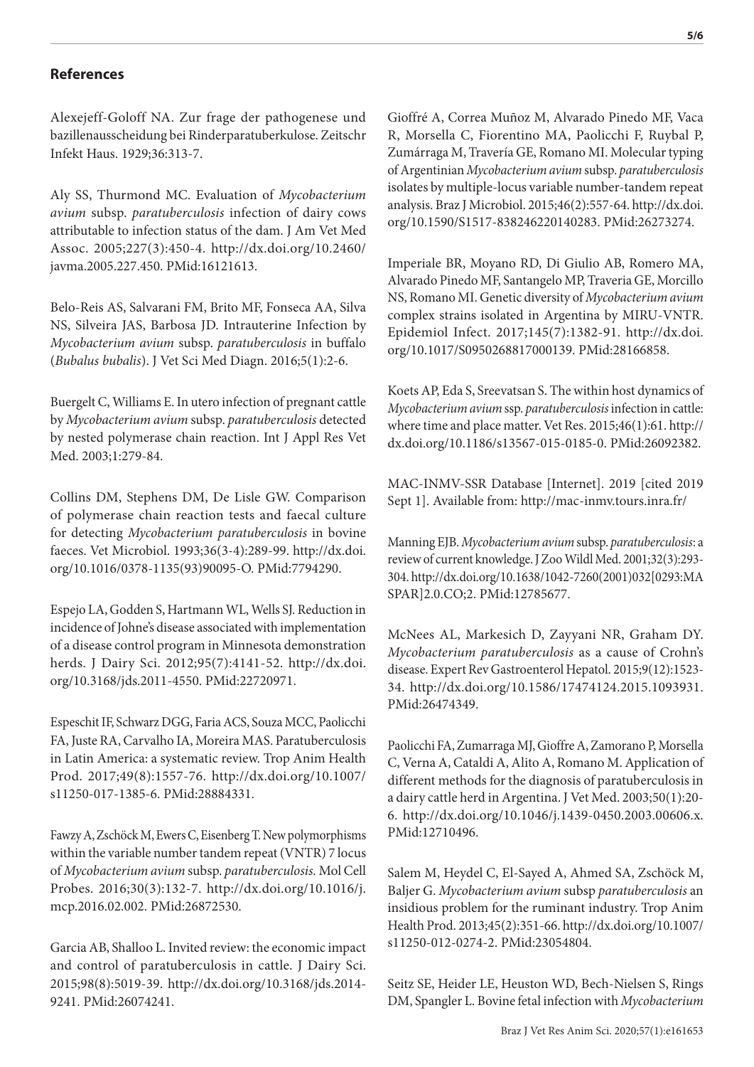## References

Alexejeff-Goloff NA. Zur frage der pathogenese und bazillenausscheidung bei Rinderparatuberkulose. Zeitschr Infekt Haus. 1929;36:313-7.

Aly SS, Thurmond MC. Evaluation of *Mycobacterium avium* subsp. *paratuberculosis* infection of dairy cows attributable to infection status of the dam. J Am Vet Med Assoc. 2005;227(3):450-4. http://dx.doi.org/10.2460/javma.2005.227.450. PMid:16121613.

Belo-Reis AS, Salvarani FM, Brito MF, Fonseca AA, Silva NS, Silveira JAS, Barbosa JD. Intrauterine Infection by *Mycobacterium avium* subsp. *paratuberculosis* in buffalo (*Bubalus bubalis*). J Vet Sci Med Diagn. 2016;5(1):2-6.

Buergelt C, Williams E. In utero infection of pregnant cattle by *Mycobacterium avium* subsp. *paratuberculosis* detected by nested polymerase chain reaction. Int J Appl Res Vet Med. 2003;1:279-84.

Collins DM, Stephens DM, De Lisle GW. Comparison of polymerase chain reaction tests and faecal culture for detecting *Mycobacterium paratuberculosis* in bovine faeces. Vet Microbiol. 1993;36(3-4):289-99. http://dx.doi.org/10.1016/0378-1135(93)90095-O. PMid:7794290.

Espejo LA, Godden S, Hartmann WL, Wells SJ. Reduction in incidence of Johne's disease associated with implementation of a disease control program in Minnesota demonstration herds. J Dairy Sci. 2012;95(7):4141-52. http://dx.doi.org/10.3168/jds.2011-4550. PMid:22720971.

Espeschit IF, Schwarz DGG, Faria ACS, Souza MCC, Paolicchi FA, Juste RA, Carvalho IA, Moreira MAS. Paratuberculosis in Latin America: a systematic review. Trop Anim Health Prod. 2017;49(8):1557-76. http://dx.doi.org/10.1007/s11250-017-1385-6. PMid:28884331.

Fawzy A, Zschöck M, Ewers C, Eisenberg T. New polymorphisms within the variable number tandem repeat (VNTR) 7 locus of *Mycobacterium avium* subsp. *paratuberculosis.* Mol Cell Probes. 2016;30(3):132-7. http://dx.doi.org/10.1016/j.mcp.2016.02.002. PMid:26872530.

Garcia AB, Shalloo L. Invited review: the economic impact and control of paratuberculosis in cattle. J Dairy Sci. 2015;98(8):5019-39. http://dx.doi.org/10.3168/jds.2014-9241. PMid:26074241.

Gioffré A, Correa Muñoz M, Alvarado Pinedo MF, Vaca R, Morsella C, Fiorentino MA, Paolicchi F, Ruybal P, Zumárraga M, Travería GE, Romano MI. Molecular typing of Argentinian *Mycobacterium avium* subsp. *paratuberculosis* isolates by multiple-locus variable number-tandem repeat analysis. Braz J Microbiol. 2015;46(2):557-64. http://dx.doi.org/10.1590/S1517-838246220140283. PMid:26273274.

Imperiale BR, Moyano RD, Di Giulio AB, Romero MA, Alvarado Pinedo MF, Santangelo MP, Traveria GE, Morcillo NS, Romano MI. Genetic diversity of *Mycobacterium avium* complex strains isolated in Argentina by MIRU-VNTR. Epidemiol Infect. 2017;145(7):1382-91. http://dx.doi.org/10.1017/S0950268817000139. PMid:28166858.

Koets AP, Eda S, Sreevatsan S. The within host dynamics of *Mycobacterium avium* ssp. *paratuberculosis* infection in cattle: where time and place matter. Vet Res. 2015;46(1):61. http://dx.doi.org/10.1186/s13567-015-0185-0. PMid:26092382.

MAC-INMV-SSR Database [Internet]. 2019 [cited 2019 Sept 1]. Available from: http://mac-inmv.tours.inra.fr/

Manning EJB. *Mycobacterium avium* subsp. *paratuberculosis*: a review of current knowledge. J Zoo Wildl Med. 2001;32(3):293-304. http://dx.doi.org/10.1638/1042-7260(2001)032[0293:MASPAR]2.0.CO;2. PMid:12785677.

McNees AL, Markesich D, Zayyani NR, Graham DY. *Mycobacterium paratuberculosis* as a cause of Crohn's disease. Expert Rev Gastroenterol Hepatol. 2015;9(12):1523-34. http://dx.doi.org/10.1586/17474124.2015.1093931. PMid:26474349.

Paolicchi FA, Zumarraga MJ, Gioffre A, Zamorano P, Morsella C, Verna A, Cataldi A, Alito A, Romano M. Application of different methods for the diagnosis of paratuberculosis in a dairy cattle herd in Argentina. J Vet Med. 2003;50(1):20-6. http://dx.doi.org/10.1046/j.1439-0450.2003.00606.x. PMid:12710496.

Salem M, Heydel C, El-Sayed A, Ahmed SA, Zschöck M, Baljer G. *Mycobacterium avium* subsp *paratuberculosis* an insidious problem for the ruminant industry. Trop Anim Health Prod. 2013;45(2):351-66. http://dx.doi.org/10.1007/s11250-012-0274-2. PMid:23054804.

Seitz SE, Heider LE, Heuston WD, Bech-Nielsen S, Rings DM, Spangler L. Bovine fetal infection with *Mycobacterium*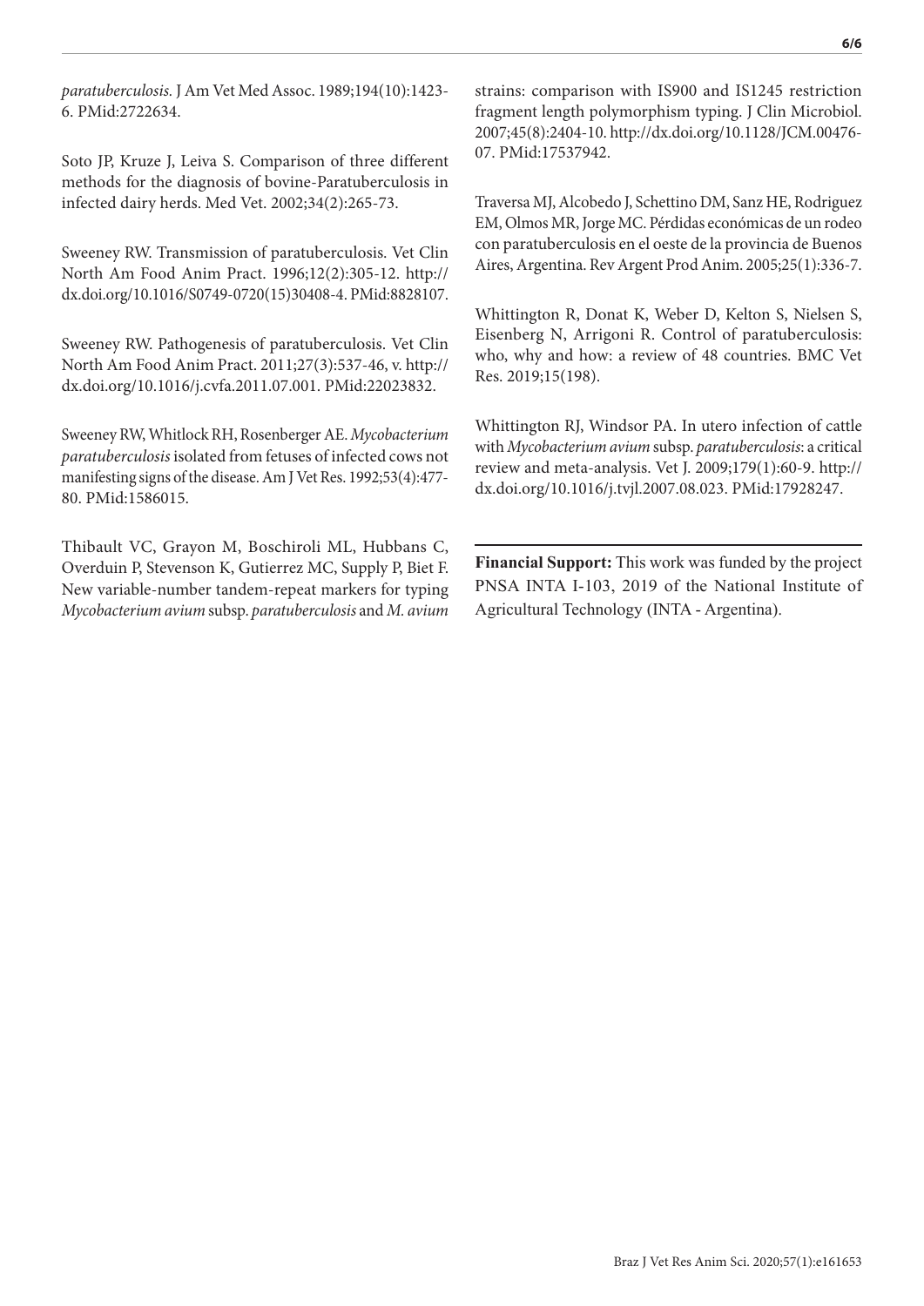*paratuberculosis*. J Am Vet Med Assoc. 1989;194(10):1423-6. PMid:2722634.

Soto JP, Kruze J, Leiva S. Comparison of three different methods for the diagnosis of bovine-Paratuberculosis in infected dairy herds. Med Vet. 2002;34(2):265-73.

Sweeney RW. Transmission of paratuberculosis. Vet Clin North Am Food Anim Pract. 1996;12(2):305-12. http://dx.doi.org/10.1016/S0749-0720(15)30408-4. PMid:8828107.

Sweeney RW. Pathogenesis of paratuberculosis. Vet Clin North Am Food Anim Pract. 2011;27(3):537-46, v. http://dx.doi.org/10.1016/j.cvfa.2011.07.001. PMid:22023832.

Sweeney RW, Whitlock RH, Rosenberger AE. *Mycobacterium paratuberculosis* isolated from fetuses of infected cows not manifesting signs of the disease. Am J Vet Res. 1992;53(4):477-80. PMid:1586015.

Thibault VC, Grayon M, Boschiroli ML, Hubbans C, Overduin P, Stevenson K, Gutierrez MC, Supply P, Biet F. New variable-number tandem-repeat markers for typing *Mycobacterium avium* subsp. *paratuberculosis* and *M. avium* strains: comparison with IS900 and IS1245 restriction fragment length polymorphism typing. J Clin Microbiol. 2007;45(8):2404-10. http://dx.doi.org/10.1128/JCM.00476-07. PMid:17537942.

Traversa MJ, Alcobedo J, Schettino DM, Sanz HE, Rodriguez EM, Olmos MR, Jorge MC. Pérdidas económicas de un rodeo con paratuberculosis en el oeste de la provincia de Buenos Aires, Argentina. Rev Argent Prod Anim. 2005;25(1):336-7.

Whittington R, Donat K, Weber D, Kelton S, Nielsen S, Eisenberg N, Arrigoni R. Control of paratuberculosis: who, why and how: a review of 48 countries. BMC Vet Res. 2019;15(198).

Whittington RJ, Windsor PA. In utero infection of cattle with *Mycobacterium avium* subsp. *paratuberculosis*: a critical review and meta-analysis. Vet J. 2009;179(1):60-9. http://dx.doi.org/10.1016/j.tvjl.2007.08.023. PMid:17928247.

---

**Financial Support:** This work was funded by the project PNSA INTA I-103, 2019 of the National Institute of Agricultural Technology (INTA - Argentina).